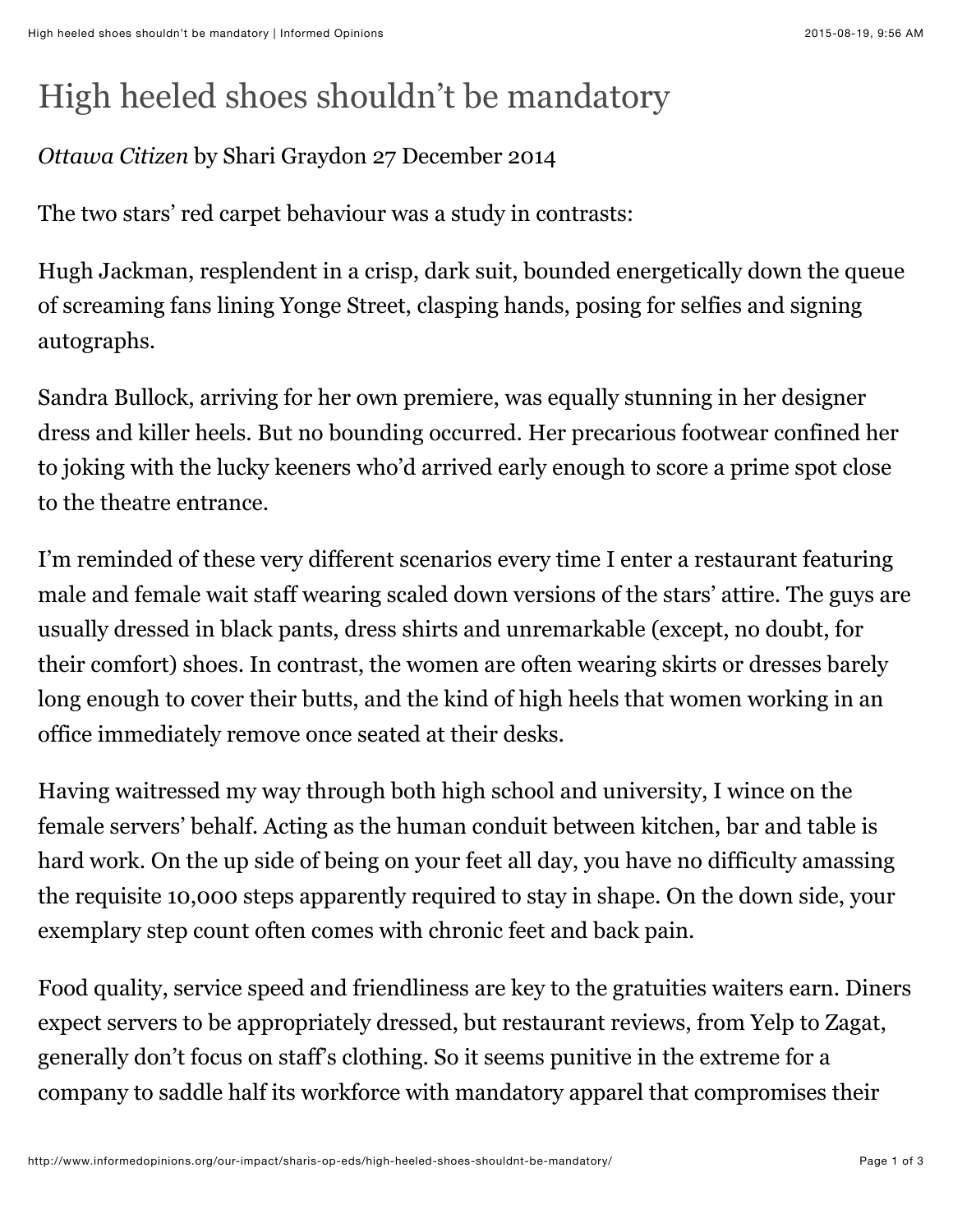# High heeled shoes shouldn't be mandatory

*Ottawa Citizen* by Shari Graydon 27 December 2014

The two stars' red carpet behaviour was a study in contrasts:

Hugh Jackman, resplendent in a crisp, dark suit, bounded energetically down the queue of screaming fans lining Yonge Street, clasping hands, posing for selfies and signing autographs.

Sandra Bullock, arriving for her own premiere, was equally stunning in her designer dress and killer heels. But no bounding occurred. Her precarious footwear confined her to joking with the lucky keeners who'd arrived early enough to score a prime spot close to the theatre entrance.

I'm reminded of these very different scenarios every time I enter a restaurant featuring male and female wait staff wearing scaled down versions of the stars' attire. The guys are usually dressed in black pants, dress shirts and unremarkable (except, no doubt, for their comfort) shoes. In contrast, the women are often wearing skirts or dresses barely long enough to cover their butts, and the kind of high heels that women working in an office immediately remove once seated at their desks.

Having waitressed my way through both high school and university, I wince on the female servers' behalf. Acting as the human conduit between kitchen, bar and table is hard work. On the up side of being on your feet all day, you have no difficulty amassing the requisite 10,000 steps apparently required to stay in shape. On the down side, your exemplary step count often comes with chronic feet and back pain.

Food quality, service speed and friendliness are key to the gratuities waiters earn. Diners expect servers to be appropriately dressed, but restaurant reviews, from Yelp to Zagat, generally don't focus on staff's clothing. So it seems punitive in the extreme for a company to saddle half its workforce with mandatory apparel that compromises their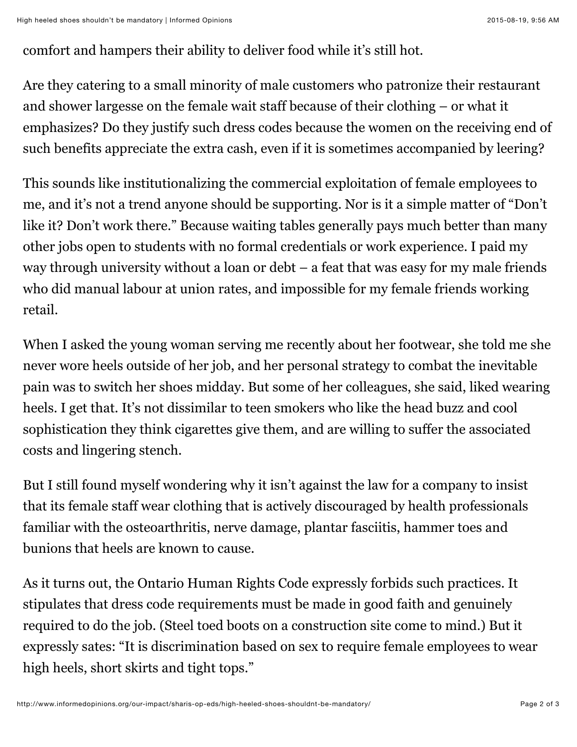comfort and hampers their ability to deliver food while it's still hot.

Are they catering to a small minority of male customers who patronize their restaurant and shower largesse on the female wait staff because of their clothing – or what it emphasizes? Do they justify such dress codes because the women on the receiving end of such benefits appreciate the extra cash, even if it is sometimes accompanied by leering?

This sounds like institutionalizing the commercial exploitation of female employees to me, and it's not a trend anyone should be supporting. Nor is it a simple matter of "Don't like it? Don't work there." Because waiting tables generally pays much better than many other jobs open to students with no formal credentials or work experience. I paid my way through university without a loan or debt – a feat that was easy for my male friends who did manual labour at union rates, and impossible for my female friends working retail.

When I asked the young woman serving me recently about her footwear, she told me she never wore heels outside of her job, and her personal strategy to combat the inevitable pain was to switch her shoes midday. But some of her colleagues, she said, liked wearing heels. I get that. It's not dissimilar to teen smokers who like the head buzz and cool sophistication they think cigarettes give them, and are willing to suffer the associated costs and lingering stench.

But I still found myself wondering why it isn't against the law for a company to insist that its female staff wear clothing that is actively discouraged by health professionals familiar with the osteoarthritis, nerve damage, plantar fasciitis, hammer toes and bunions that heels are known to cause.

As it turns out, the Ontario Human Rights Code expressly forbids such practices. It stipulates that dress code requirements must be made in good faith and genuinely required to do the job. (Steel toed boots on a construction site come to mind.) But it expressly sates: "It is discrimination based on sex to require female employees to wear high heels, short skirts and tight tops."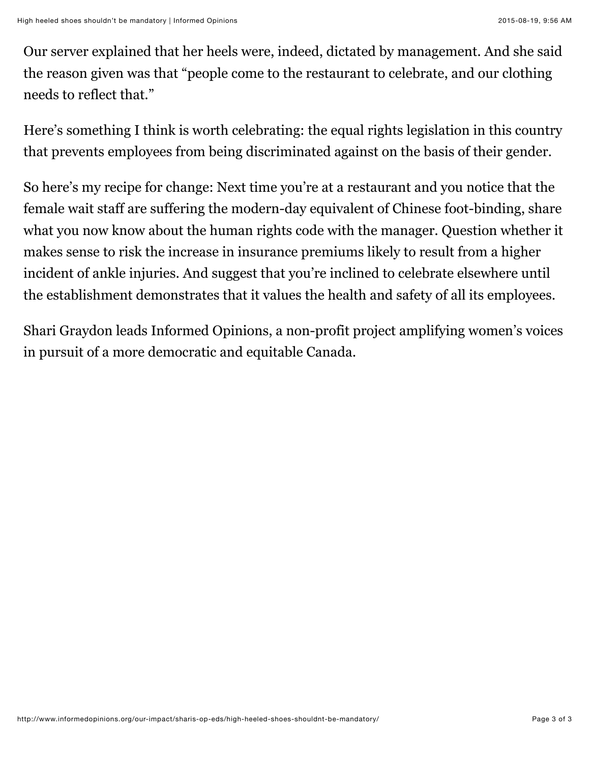Our server explained that her heels were, indeed, dictated by management. And she said the reason given was that "people come to the restaurant to celebrate, and our clothing needs to reflect that."

Here's something I think is worth celebrating: the equal rights legislation in this country that prevents employees from being discriminated against on the basis of their gender.

So here's my recipe for change: Next time you're at a restaurant and you notice that the female wait staff are suffering the modern-day equivalent of Chinese foot-binding, share what you now know about the human rights code with the manager. Question whether it makes sense to risk the increase in insurance premiums likely to result from a higher incident of ankle injuries. And suggest that you're inclined to celebrate elsewhere until the establishment demonstrates that it values the health and safety of all its employees.

Shari Graydon leads Informed Opinions, a non-profit project amplifying women's voices in pursuit of a more democratic and equitable Canada.